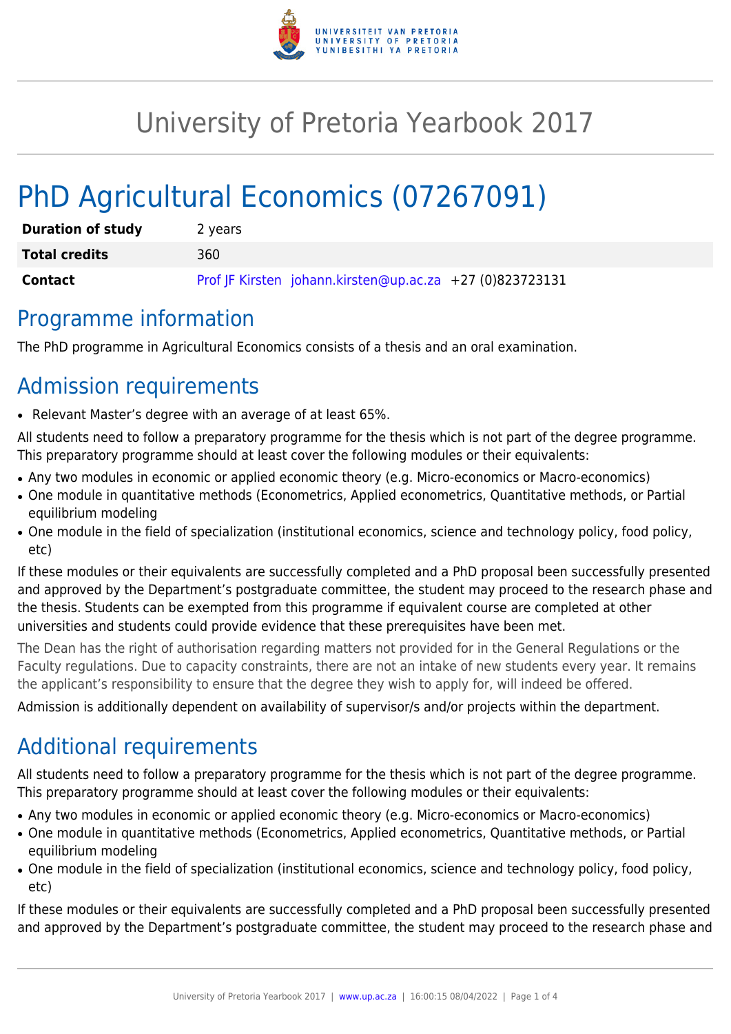# University of Pretoria Yearbook 2017

# PhD Agricultural Economics (07267091)

| | |
|---|---|
| **Duration of study** | 2 years |
| **Total credits** | 360 |
| **Contact** | Prof JF Kirsten johann.kirsten@up.ac.za +27 (0)823723131 |

## Programme information

The PhD programme in Agricultural Economics consists of a thesis and an oral examination.

## Admission requirements

- Relevant Master's degree with an average of at least 65%.

All students need to follow a preparatory programme for the thesis which is not part of the degree programme. This preparatory programme should at least cover the following modules or their equivalents:

- Any two modules in economic or applied economic theory (e.g. Micro-economics or Macro-economics)
- One module in quantitative methods (Econometrics, Applied econometrics, Quantitative methods, or Partial equilibrium modeling
- One module in the field of specialization (institutional economics, science and technology policy, food policy, etc)

If these modules or their equivalents are successfully completed and a PhD proposal been successfully presented and approved by the Department's postgraduate committee, the student may proceed to the research phase and the thesis. Students can be exempted from this programme if equivalent course are completed at other universities and students could provide evidence that these prerequisites have been met.

The Dean has the right of authorisation regarding matters not provided for in the General Regulations or the Faculty regulations. Due to capacity constraints, there are not an intake of new students every year. It remains the applicant's responsibility to ensure that the degree they wish to apply for, will indeed be offered.

Admission is additionally dependent on availability of supervisor/s and/or projects within the department.

## Additional requirements

All students need to follow a preparatory programme for the thesis which is not part of the degree programme. This preparatory programme should at least cover the following modules or their equivalents:

- Any two modules in economic or applied economic theory (e.g. Micro-economics or Macro-economics)
- One module in quantitative methods (Econometrics, Applied econometrics, Quantitative methods, or Partial equilibrium modeling
- One module in the field of specialization (institutional economics, science and technology policy, food policy, etc)

If these modules or their equivalents are successfully completed and a PhD proposal been successfully presented and approved by the Department's postgraduate committee, the student may proceed to the research phase and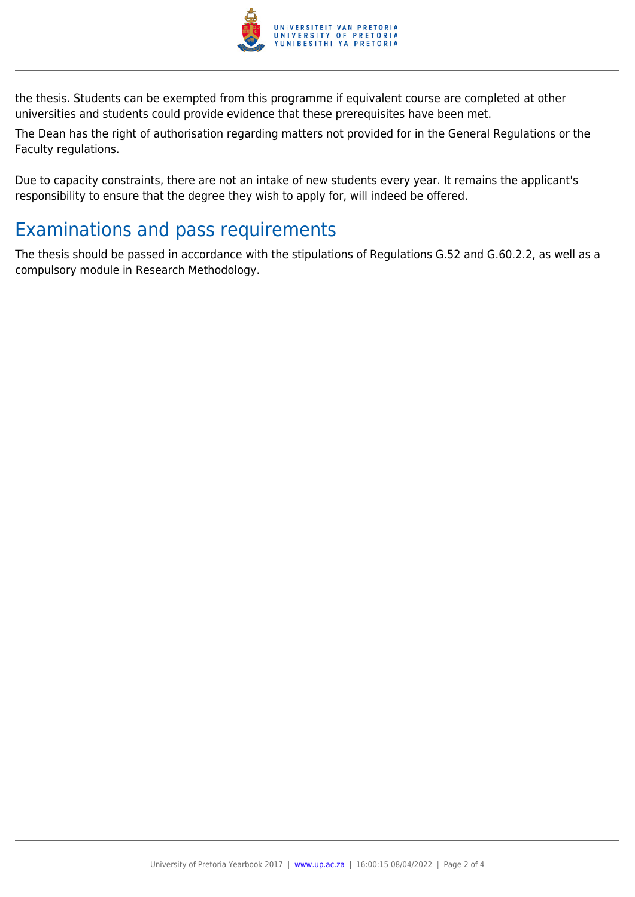the thesis. Students can be exempted from this programme if equivalent course are completed at other universities and students could provide evidence that these prerequisites have been met.

The Dean has the right of authorisation regarding matters not provided for in the General Regulations or the Faculty regulations.

Due to capacity constraints, there are not an intake of new students every year. It remains the applicant's responsibility to ensure that the degree they wish to apply for, will indeed be offered.

## Examinations and pass requirements

The thesis should be passed in accordance with the stipulations of Regulations G.52 and G.60.2.2, as well as a compulsory module in Research Methodology.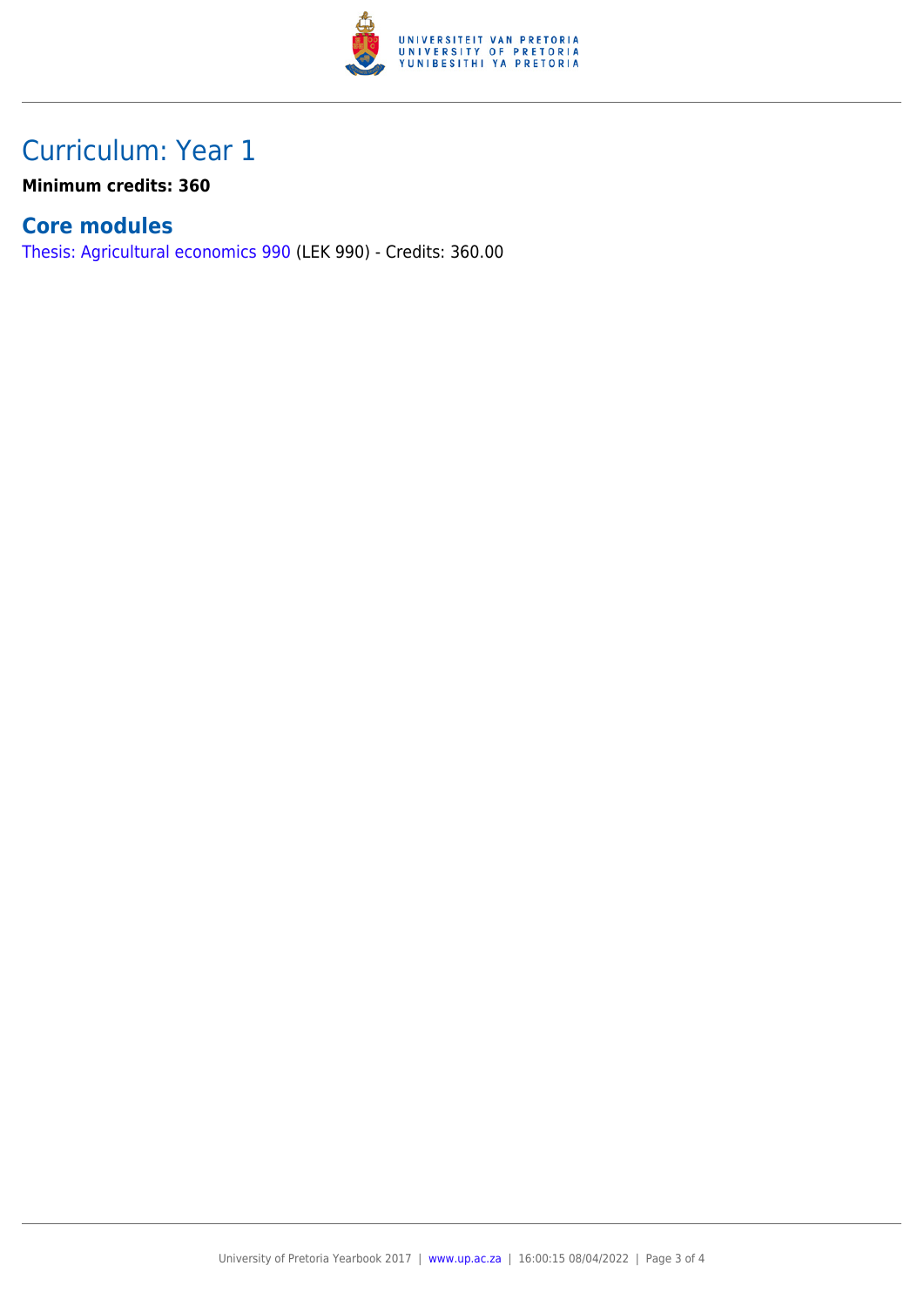# Curriculum: Year 1

**Minimum credits: 360**

## Core modules

Thesis: Agricultural economics 990 (LEK 990) - Credits: 360.00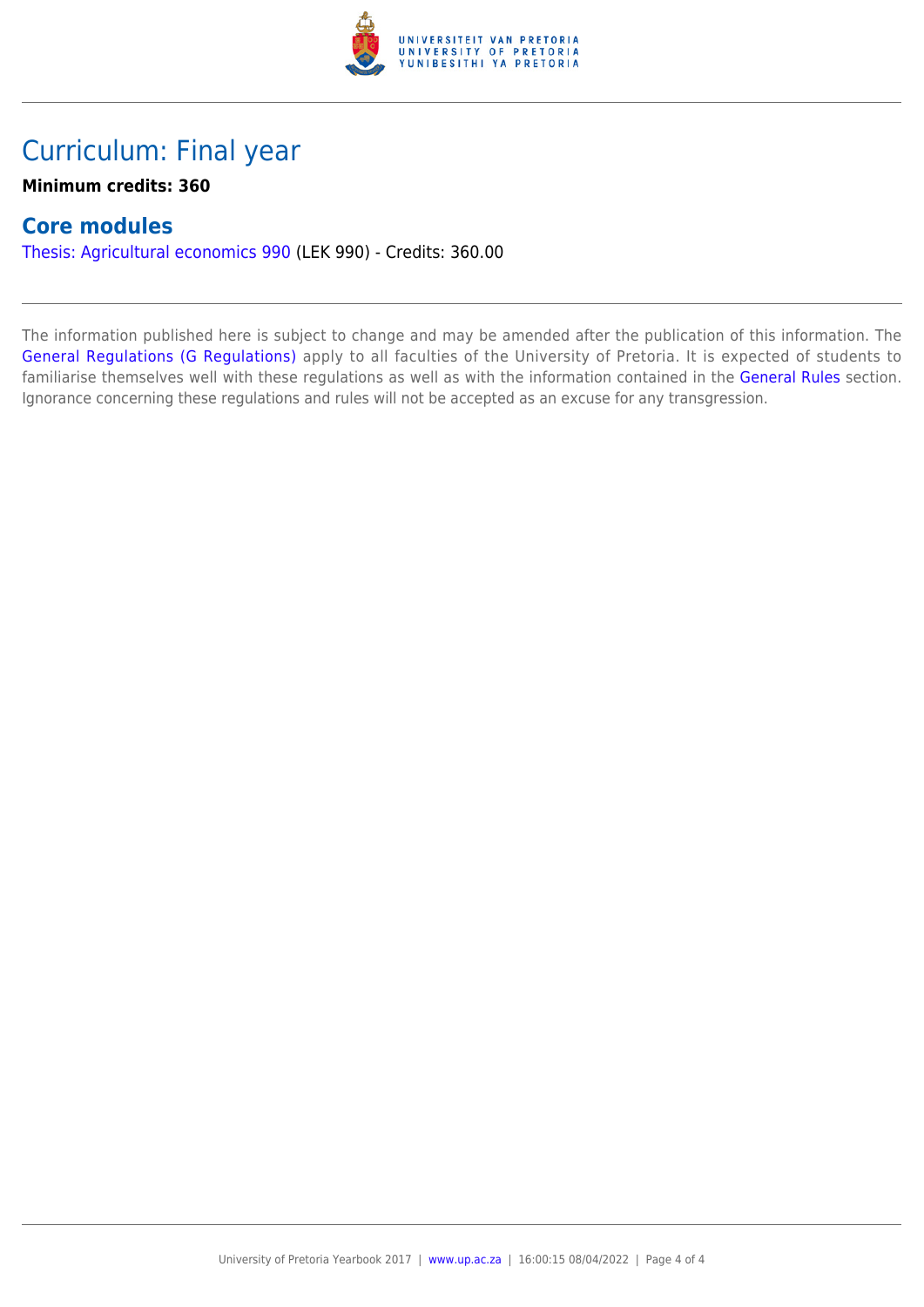# Curriculum: Final year

**Minimum credits: 360**

## Core modules

Thesis: Agricultural economics 990 (LEK 990) - Credits: 360.00

The information published here is subject to change and may be amended after the publication of this information. The General Regulations (G Regulations) apply to all faculties of the University of Pretoria. It is expected of students to familiarise themselves well with these regulations as well as with the information contained in the General Rules section. Ignorance concerning these regulations and rules will not be accepted as an excuse for any transgression.